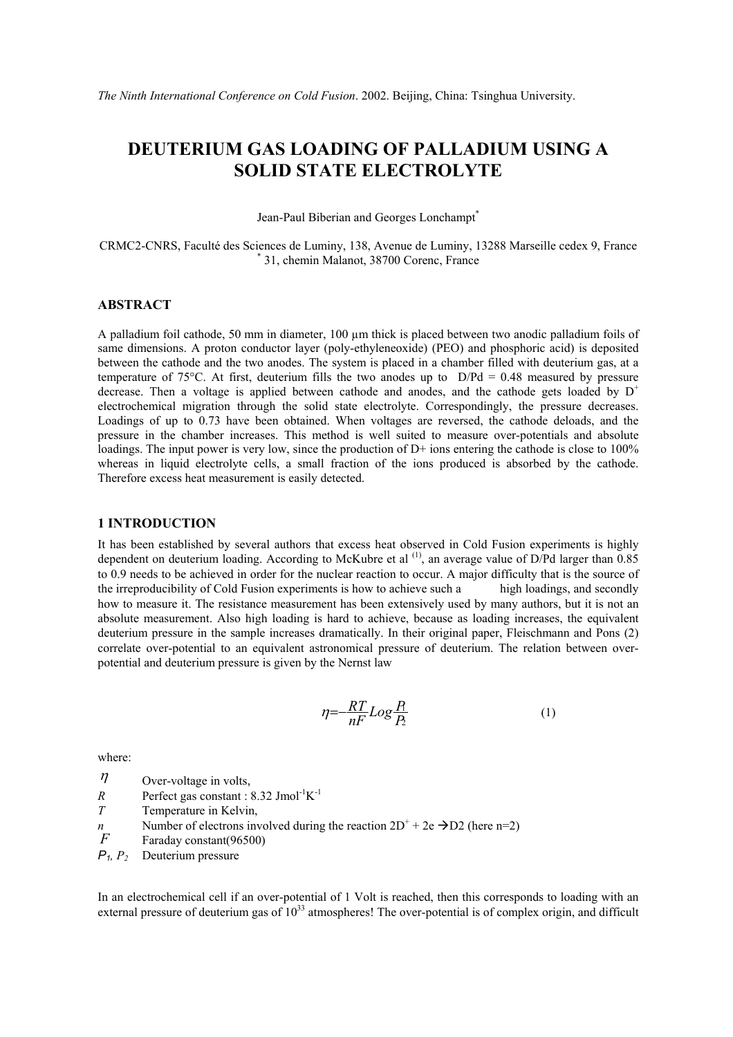*The Ninth International Conference on Cold Fusion*. 2002. Beijing, China: Tsinghua University.

# DEUTERIUM GAS LOADING OF PALLADIUM USING A SOLID STATE ELECTROLYTE

Jean-Paul Biberian and Georges Lonchampt[*]

CRMC2-CNRS, Faculté des Sciences de Luminy, 138, Avenue de Luminy, 13288 Marseille cedex 9, France
[*] 31, chemin Malanot, 38700 Corenc, France

## ABSTRACT

A palladium foil cathode, 50 mm in diameter, 100 µm thick is placed between two anodic palladium foils of same dimensions. A proton conductor layer (poly-ethyleneoxide) (PEO) and phosphoric acid) is deposited between the cathode and the two anodes. The system is placed in a chamber filled with deuterium gas, at a temperature of 75°C. At first, deuterium fills the two anodes up to D/Pd = 0.48 measured by pressure decrease. Then a voltage is applied between cathode and anodes, and the cathode gets loaded by $D^+$ electrochemical migration through the solid state electrolyte. Correspondingly, the pressure decreases. Loadings of up to 0.73 have been obtained. When voltages are reversed, the cathode deloads, and the pressure in the chamber increases. This method is well suited to measure over-potentials and absolute loadings. The input power is very low, since the production of D+ ions entering the cathode is close to 100% whereas in liquid electrolyte cells, a small fraction of the ions produced is absorbed by the cathode. Therefore excess heat measurement is easily detected.

## 1 INTRODUCTION

It has been established by several authors that excess heat observed in Cold Fusion experiments is highly dependent on deuterium loading. According to McKubre et al [1], an average value of D/Pd larger than 0.85 to 0.9 needs to be achieved in order for the nuclear reaction to occur. A major difficulty that is the source of the irreproducibility of Cold Fusion experiments is how to achieve such a high loadings, and secondly how to measure it. The resistance measurement has been extensively used by many authors, but it is not an absolute measurement. Also high loading is hard to achieve, because as loading increases, the equivalent deuterium pressure in the sample increases dramatically. In their original paper, Fleischmann and Pons (2) correlate over-potential to an equivalent astronomical pressure of deuterium. The relation between over-potential and deuterium pressure is given by the Nernst law

$$\eta = -\frac{RT}{nF} Log \frac{P_1}{P_2} \tag{1}$$

where:

- $\eta$ Over-voltage in volts,
- $R$ Perfect gas constant : 8.32 $Jmol^{-1}K^{-1}$
- $T$ Temperature in Kelvin,
- $n$ Number of electrons involved during the reaction $2D^+ + 2e \rightarrow D2$ (here n=2)
- $F$ Faraday constant(96500)
- $P_1$, $P_2$ Deuterium pressure

In an electrochemical cell if an over-potential of 1 Volt is reached, then this corresponds to loading with an external pressure of deuterium gas of $10^{33}$ atmospheres! The over-potential is of complex origin, and difficult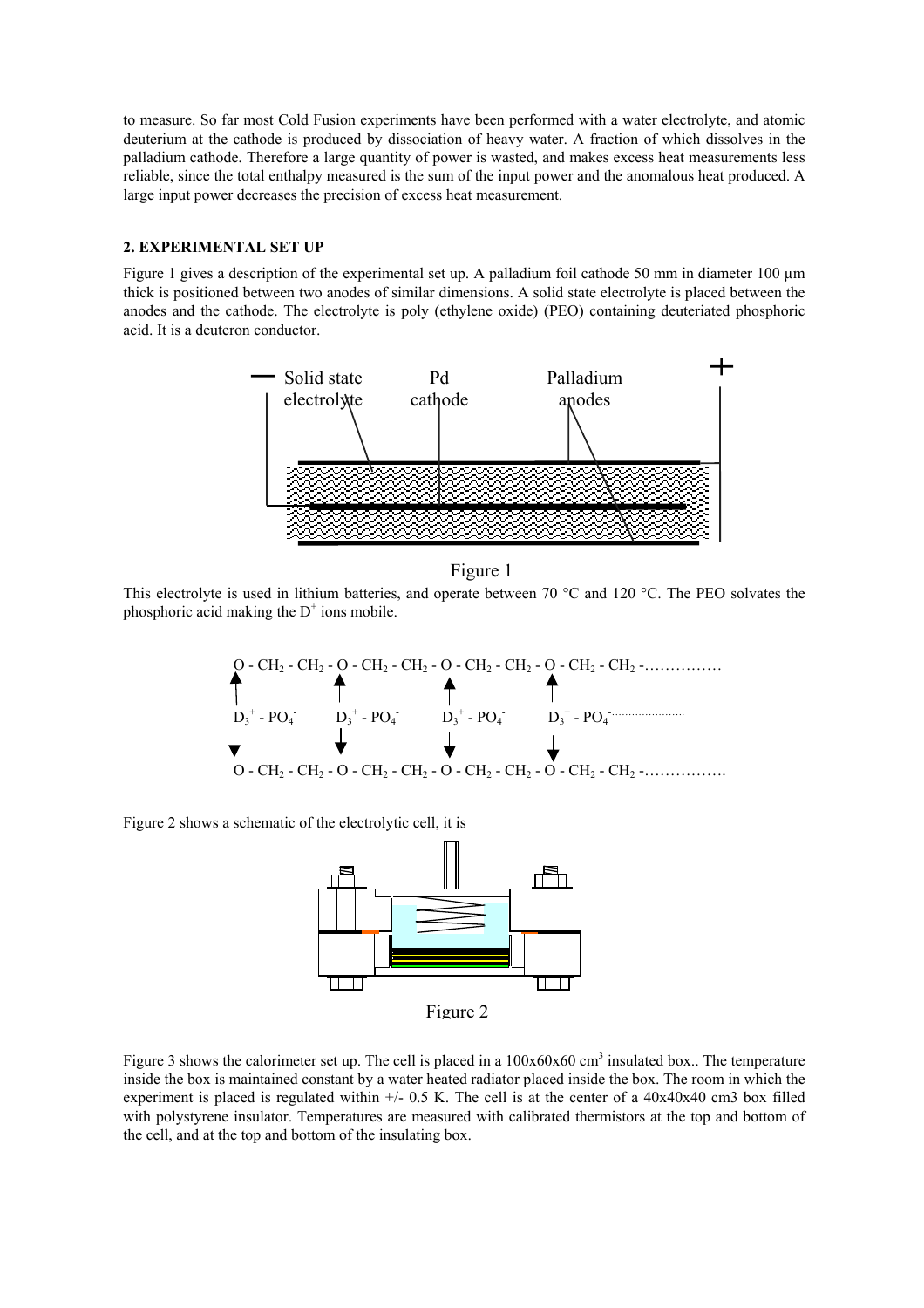to measure. So far most Cold Fusion experiments have been performed with a water electrolyte, and atomic deuterium at the cathode is produced by dissociation of heavy water. A fraction of which dissolves in the palladium cathode. Therefore a large quantity of power is wasted, and makes excess heat measurements less reliable, since the total enthalpy measured is the sum of the input power and the anomalous heat produced. A large input power decreases the precision of excess heat measurement.

## 2. EXPERIMENTAL SET UP

Figure 1 gives a description of the experimental set up. A palladium foil cathode 50 mm in diameter 100 µm thick is positioned between two anodes of similar dimensions. A solid state electrolyte is placed between the anodes and the cathode. The electrolyte is poly (ethylene oxide) (PEO) containing deuteriated phosphoric acid. It is a deuteron conductor.

Figure 1

This electrolyte is used in lithium batteries, and operate between 70 °C and 120 °C. The PEO solvates the phosphoric acid making the $D^+$ ions mobile.

$$
\begin{array}{l}
O - CH_2 - CH_2 - O - CH_2 - CH_2 - O - CH_2 - CH_2 - O - CH_2 - CH_2 - \ldots \\
\uparrow \qquad\qquad\quad \uparrow \qquad\qquad\quad \uparrow \qquad\qquad\quad \uparrow \\
D_3^+ - PO_4^- \quad D_3^+ - PO_4^- \quad D_3^+ - PO_4^- \quad D_3^+ - PO_4^- \ldots \\
\downarrow \qquad\qquad\quad \downarrow \qquad\qquad\quad \downarrow \qquad\qquad\quad \downarrow \\
O - CH_2 - CH_2 - O - CH_2 - CH_2 - O - CH_2 - CH_2 - O - CH_2 - CH_2 - \ldots
\end{array}
$$

Figure 2 shows a schematic of the electrolytic cell, it is

Figure 2

Figure 3 shows the calorimeter set up. The cell is placed in a 100x60x60 $cm^3$ insulated box.. The temperature inside the box is maintained constant by a water heated radiator placed inside the box. The room in which the experiment is placed is regulated within +/- 0.5 K. The cell is at the center of a 40x40x40 cm3 box filled with polystyrene insulator. Temperatures are measured with calibrated thermistors at the top and bottom of the cell, and at the top and bottom of the insulating box.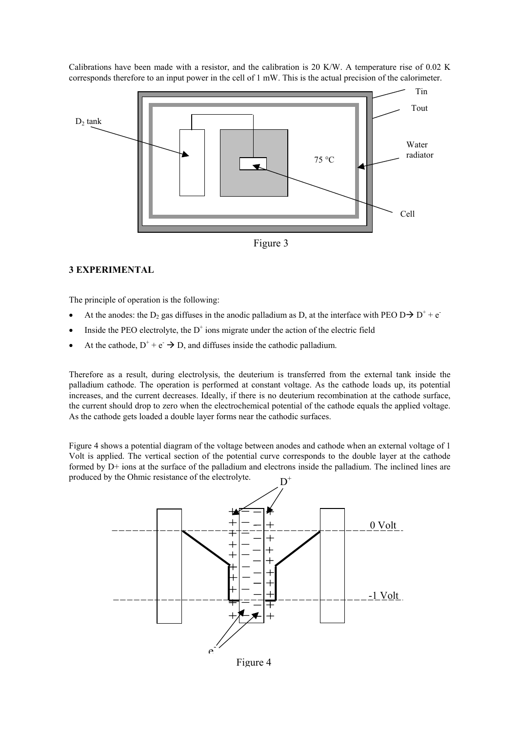Calibrations have been made with a resistor, and the calibration is 20 K/W. A temperature rise of 0.02 K corresponds therefore to an input power in the cell of 1 mW. This is the actual precision of the calorimeter.

Figure 3

### 3 EXPERIMENTAL

The principle of operation is the following:

- At the anodes: the $D_2$ gas diffuses in the anodic palladium as D, at the interface with PEO $D \rightarrow D^+ + e^-$
- Inside the PEO electrolyte, the $D^+$ ions migrate under the action of the electric field
- At the cathode, $D^+ + e^- \rightarrow D$, and diffuses inside the cathodic palladium.

Therefore as a result, during electrolysis, the deuterium is transferred from the external tank inside the palladium cathode. The operation is performed at constant voltage. As the cathode loads up, its potential increases, and the current decreases. Ideally, if there is no deuterium recombination at the cathode surface, the current should drop to zero when the electrochemical potential of the cathode equals the applied voltage. As the cathode gets loaded a double layer forms near the cathodic surfaces.

Figure 4 shows a potential diagram of the voltage between anodes and cathode when an external voltage of 1 Volt is applied. The vertical section of the potential curve corresponds to the double layer at the cathode formed by D+ ions at the surface of the palladium and electrons inside the palladium. The inclined lines are produced by the Ohmic resistance of the electrolyte.

Figure 4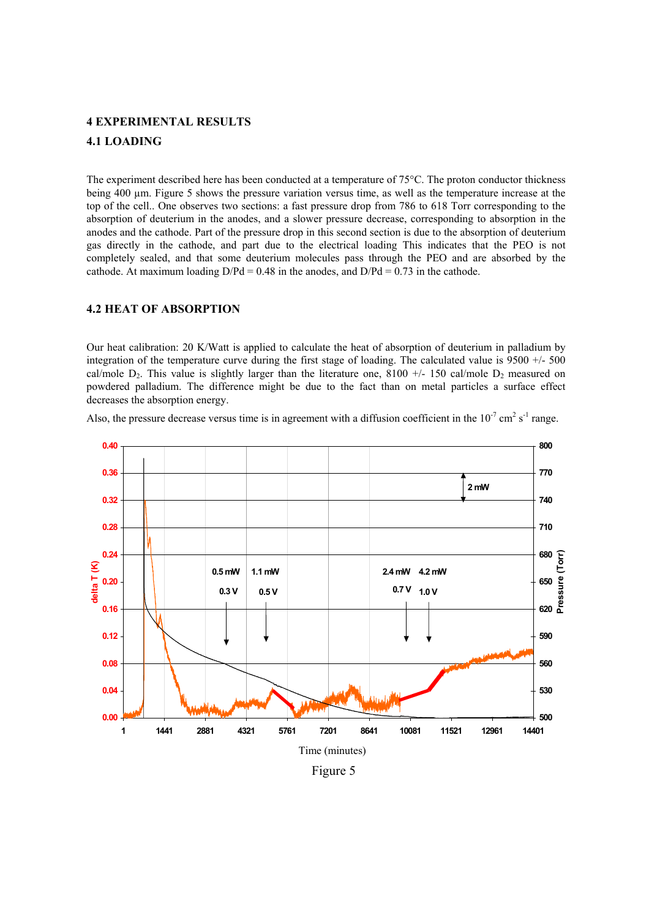## 4 EXPERIMENTAL RESULTS

### 4.1 LOADING

The experiment described here has been conducted at a temperature of 75°C. The proton conductor thickness being 400 µm. Figure 5 shows the pressure variation versus time, as well as the temperature increase at the top of the cell.. One observes two sections: a fast pressure drop from 786 to 618 Torr corresponding to the absorption of deuterium in the anodes, and a slower pressure decrease, corresponding to absorption in the anodes and the cathode. Part of the pressure drop in this second section is due to the absorption of deuterium gas directly in the cathode, and part due to the electrical loading This indicates that the PEO is not completely sealed, and that some deuterium molecules pass through the PEO and are absorbed by the cathode. At maximum loading D/Pd = 0.48 in the anodes, and D/Pd = 0.73 in the cathode.

### 4.2 HEAT OF ABSORPTION

Our heat calibration: 20 K/Watt is applied to calculate the heat of absorption of deuterium in palladium by integration of the temperature curve during the first stage of loading. The calculated value is 9500 +/- 500 cal/mole $D_2$. This value is slightly larger than the literature one, 8100 +/- 150 cal/mole $D_2$ measured on powdered palladium. The difference might be due to the fact than on metal particles a surface effect decreases the absorption energy.

Also, the pressure decrease versus time is in agreement with a diffusion coefficient in the $10^{-7}$ $cm^2$ $s^{-1}$ range.

Figure 5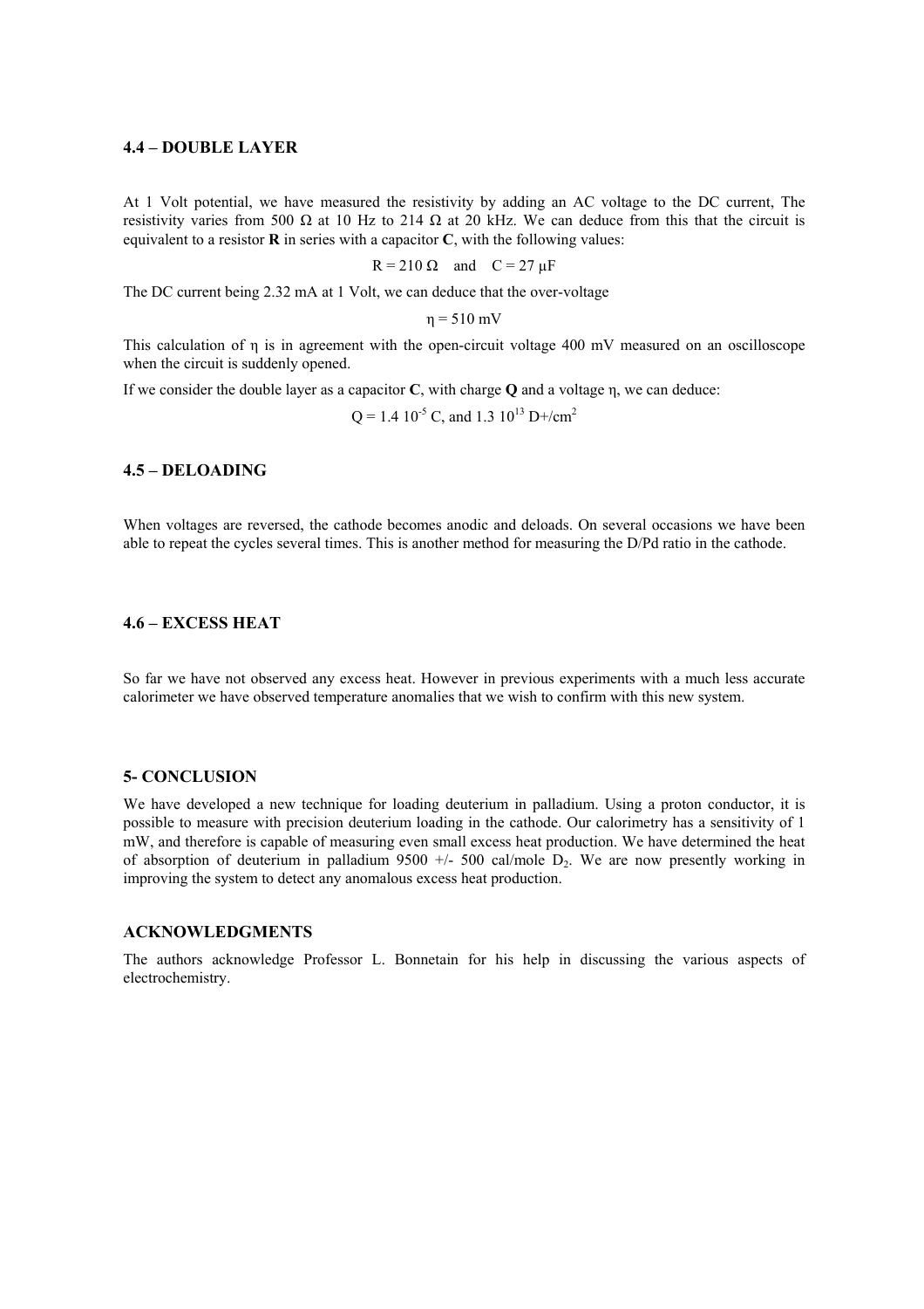## 4.4 – DOUBLE LAYER

At 1 Volt potential, we have measured the resistivity by adding an AC voltage to the DC current, The resistivity varies from 500 Ω at 10 Hz to 214 Ω at 20 kHz. We can deduce from this that the circuit is equivalent to a resistor **R** in series with a capacitor **C**, with the following values:

$$R = 210\ \Omega \quad \text{and} \quad C = 27\ \mu\text{F}$$

The DC current being 2.32 mA at 1 Volt, we can deduce that the over-voltage

$$\eta = 510\ \text{mV}$$

This calculation of η is in agreement with the open-circuit voltage 400 mV measured on an oscilloscope when the circuit is suddenly opened.

If we consider the double layer as a capacitor **C**, with charge **Q** and a voltage η, we can deduce:

$$Q = 1.4\ 10^{-5}\ \text{C, and } 1.3\ 10^{13}\ \text{D+/cm}^2$$

## 4.5 – DELOADING

When voltages are reversed, the cathode becomes anodic and deloads. On several occasions we have been able to repeat the cycles several times. This is another method for measuring the D/Pd ratio in the cathode.

## 4.6 – EXCESS HEAT

So far we have not observed any excess heat. However in previous experiments with a much less accurate calorimeter we have observed temperature anomalies that we wish to confirm with this new system.

## 5- CONCLUSION

We have developed a new technique for loading deuterium in palladium. Using a proton conductor, it is possible to measure with precision deuterium loading in the cathode. Our calorimetry has a sensitivity of 1 mW, and therefore is capable of measuring even small excess heat production. We have determined the heat of absorption of deuterium in palladium 9500 +/- 500 cal/mole $D_2$. We are now presently working in improving the system to detect any anomalous excess heat production.

## ACKNOWLEDGMENTS

The authors acknowledge Professor L. Bonnetain for his help in discussing the various aspects of electrochemistry.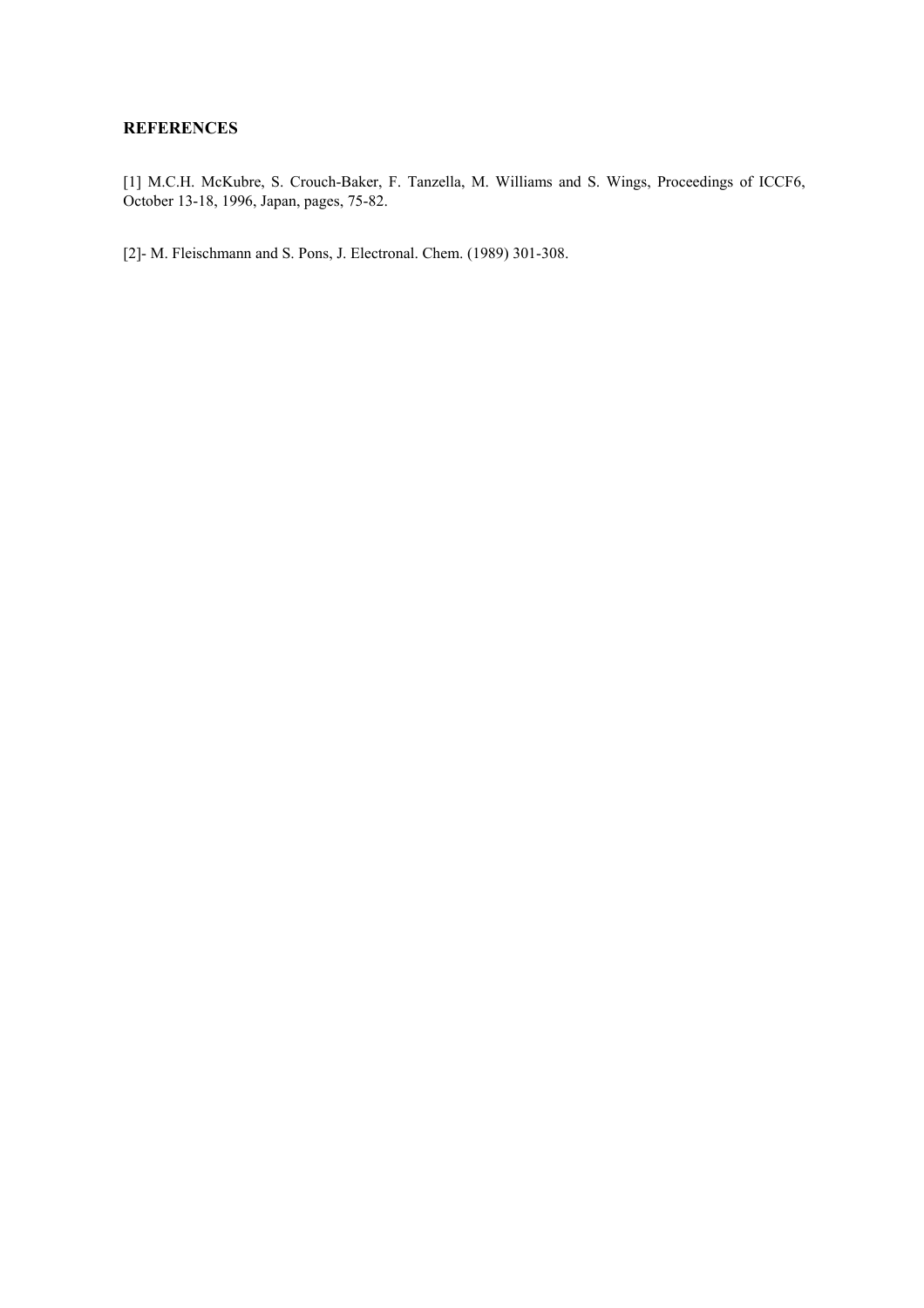## REFERENCES

[1] M.C.H. McKubre, S. Crouch-Baker, F. Tanzella, M. Williams and S. Wings, Proceedings of ICCF6, October 13-18, 1996, Japan, pages, 75-82.

[2]- M. Fleischmann and S. Pons, J. Electronal. Chem. (1989) 301-308.